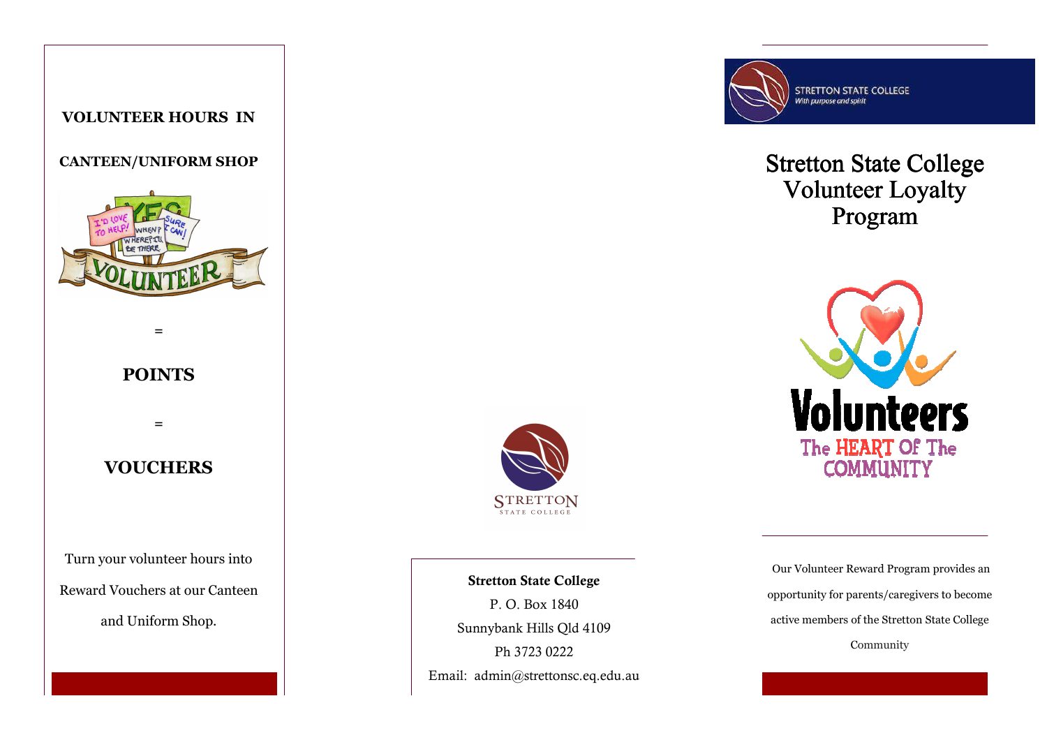**VOLUNTEER HOURS IN**

**CANTEEN/UNIFORM SHOP**

=

**POINTS**

=

**VOUCHERS**

Turn your volunteer hours into Reward Vouchers at our Canteen and Uniform Shop.

**Stretton State College**

P. O. Box 1840

Sunnybank Hills Qld 4109

Ph 3723 0222

Email: admin@strettonsc.eq.edu.au

STRETTON STATE COLLEGE
*With purpose and spirit*

# Stretton State College Volunteer Loyalty Program

Our Volunteer Reward Program provides an opportunity for parents/caregivers to become active members of the Stretton State College Community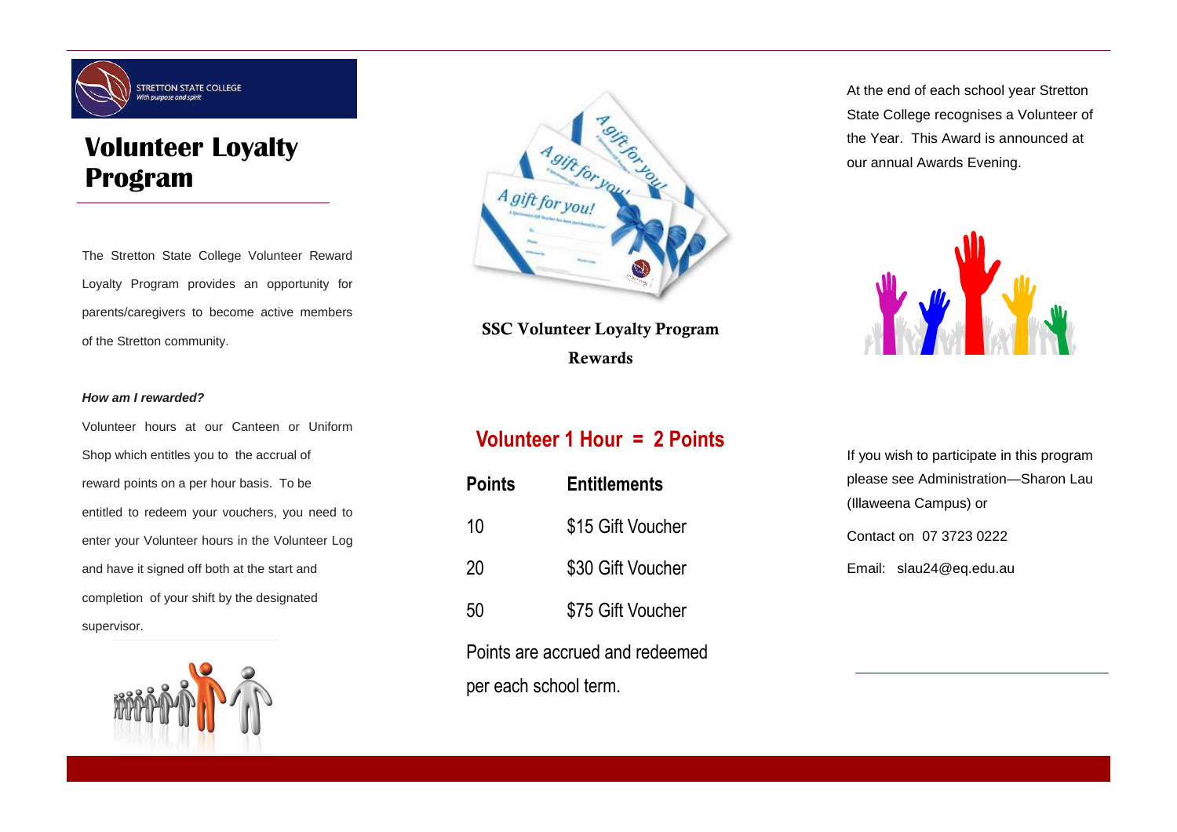STRETTON STATE COLLEGE
With purpose and spirit

# Volunteer Loyalty Program

The Stretton State College Volunteer Reward Loyalty Program provides an opportunity for parents/caregivers to become active members of the Stretton community.

***How am I rewarded?***

Volunteer hours at our Canteen or Uniform Shop which entitles you to the accrual of reward points on a per hour basis. To be entitled to redeem your vouchers, you need to enter your Volunteer hours in the Volunteer Log and have it signed off both at the start and completion of your shift by the designated supervisor.

## SSC Volunteer Loyalty Program Rewards

### Volunteer 1 Hour = 2 Points

| Points | Entitlements |
|---|---|
| 10 | \$15 Gift Voucher |
| 20 | \$30 Gift Voucher |
| 50 | \$75 Gift Voucher |

Points are accrued and redeemed per each school term.

At the end of each school year Stretton State College recognises a Volunteer of the Year. This Award is announced at our annual Awards Evening.

If you wish to participate in this program please see Administration—Sharon Lau (Illaweena Campus) or

Contact on 07 3723 0222

Email: slau24@eq.edu.au